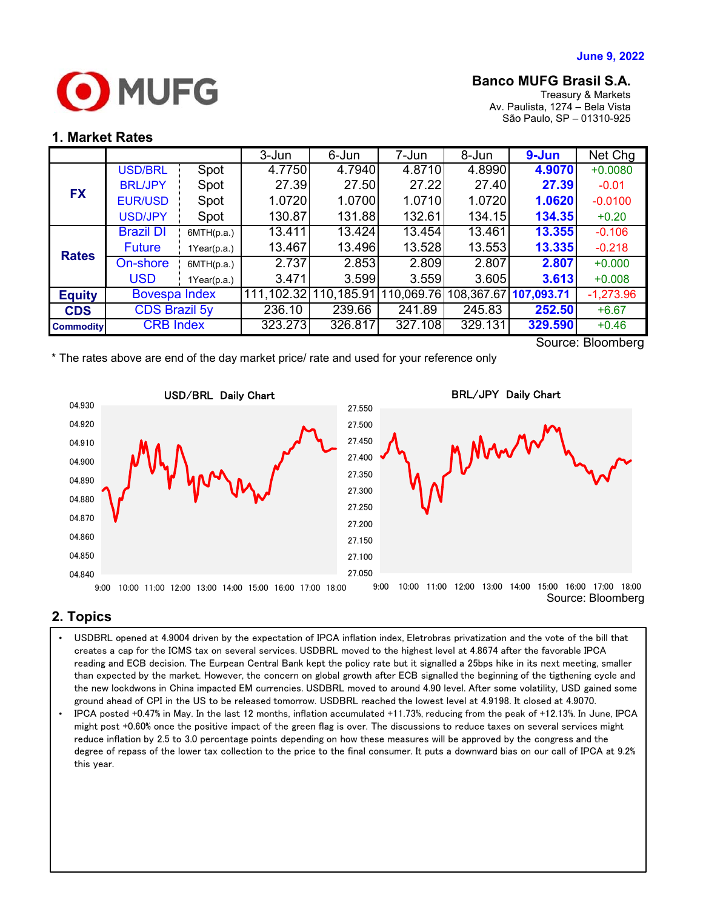June 9, 2022

MUFG

**Banco MUFG Brasil S.A.**
Treasury & Markets
Av. Paulista, 1274 – Bela Vista
São Paulo, SP – 01310-925

## 1. Market Rates

| | | | 3-Jun | 6-Jun | 7-Jun | 8-Jun | 9-Jun | Net Chg |
|---|---|---|---|---|---|---|---|---|
| FX | USD/BRL | Spot | 4.7750 | 4.7940 | 4.8710 | 4.8990 | **4.9070** | +0.0080 |
| | BRL/JPY | Spot | 27.39 | 27.50 | 27.22 | 27.40 | **27.39** | -0.01 |
| | EUR/USD | Spot | 1.0720 | 1.0700 | 1.0710 | 1.0720 | **1.0620** | -0.0100 |
| | USD/JPY | Spot | 130.87 | 131.88 | 132.61 | 134.15 | **134.35** | +0.20 |
| Rates | Brazil DI Future | 6MTH(p.a.) | 13.411 | 13.424 | 13.454 | 13.461 | **13.355** | -0.106 |
| | | 1Year(p.a.) | 13.467 | 13.496 | 13.528 | 13.553 | **13.335** | -0.218 |
| | On-shore USD | 6MTH(p.a.) | 2.737 | 2.853 | 2.809 | 2.807 | **2.807** | +0.000 |
| | | 1Year(p.a.) | 3.471 | 3.599 | 3.559 | 3.605 | **3.613** | +0.008 |
| Equity | Bovespa Index | | 111,102.32 | 110,185.91 | 110,069.76 | 108,367.67 | **107,093.71** | -1,273.96 |
| CDS | CDS Brazil 5y | | 236.10 | 239.66 | 241.89 | 245.83 | **252.50** | +6.67 |
| Commodity | CRB Index | | 323.273 | 326.817 | 327.108 | 329.131 | **329.590** | +0.46 |

Source: Bloomberg

\* The rates above are end of the day market price/ rate and used for your reference only

USD/BRL Daily Chart

BRL/JPY Daily Chart

Source: Bloomberg

## 2. Topics

- USDBRL opened at 4.9004 driven by the expectation of IPCA inflation index, Eletrobras privatization and the vote of the bill that creates a cap for the ICMS tax on several services. USDBRL moved to the highest level at 4.8674 after the favorable IPCA reading and ECB decision. The Eurpean Central Bank kept the policy rate but it signalled a 25bps hike in its next meeting, smaller than expected by the market. However, the concern on global growth after ECB signalled the beginning of the tigthening cycle and the new lockdwons in China impacted EM currencies. USDBRL moved to around 4.90 level. After some volatility, USD gained some ground ahead of CPI in the US to be released tomorrow. USDBRL reached the lowest level at 4.9198. It closed at 4.9070.
- IPCA posted +0.47% in May. In the last 12 months, inflation accumulated +11.73%, reducing from the peak of +12.13%. In June, IPCA might post +0.60% once the positive impact of the green flag is over. The discussions to reduce taxes on several services might reduce inflation by 2.5 to 3.0 percentage points depending on how these measures will be approved by the congress and the degree of repass of the lower tax collection to the price to the final consumer. It puts a downward bias on our call of IPCA at 9.2% this year.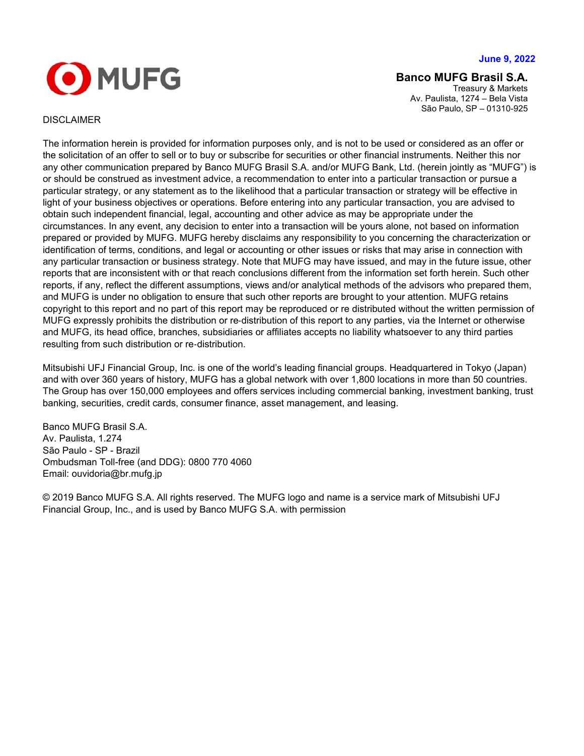June 9, 2022

**Banco MUFG Brasil S.A.**
Treasury & Markets
Av. Paulista, 1274 – Bela Vista
São Paulo, SP – 01310-925

DISCLAIMER

The information herein is provided for information purposes only, and is not to be used or considered as an offer or the solicitation of an offer to sell or to buy or subscribe for securities or other financial instruments. Neither this nor any other communication prepared by Banco MUFG Brasil S.A. and/or MUFG Bank, Ltd. (herein jointly as "MUFG") is or should be construed as investment advice, a recommendation to enter into a particular transaction or pursue a particular strategy, or any statement as to the likelihood that a particular transaction or strategy will be effective in light of your business objectives or operations. Before entering into any particular transaction, you are advised to obtain such independent financial, legal, accounting and other advice as may be appropriate under the circumstances. In any event, any decision to enter into a transaction will be yours alone, not based on information prepared or provided by MUFG. MUFG hereby disclaims any responsibility to you concerning the characterization or identification of terms, conditions, and legal or accounting or other issues or risks that may arise in connection with any particular transaction or business strategy. Note that MUFG may have issued, and may in the future issue, other reports that are inconsistent with or that reach conclusions different from the information set forth herein. Such other reports, if any, reflect the different assumptions, views and/or analytical methods of the advisors who prepared them, and MUFG is under no obligation to ensure that such other reports are brought to your attention. MUFG retains copyright to this report and no part of this report may be reproduced or re distributed without the written permission of MUFG expressly prohibits the distribution or re-distribution of this report to any parties, via the Internet or otherwise and MUFG, its head office, branches, subsidiaries or affiliates accepts no liability whatsoever to any third parties resulting from such distribution or re-distribution.

Mitsubishi UFJ Financial Group, Inc. is one of the world's leading financial groups. Headquartered in Tokyo (Japan) and with over 360 years of history, MUFG has a global network with over 1,800 locations in more than 50 countries. The Group has over 150,000 employees and offers services including commercial banking, investment banking, trust banking, securities, credit cards, consumer finance, asset management, and leasing.

Banco MUFG Brasil S.A.
Av. Paulista, 1.274
São Paulo - SP - Brazil
Ombudsman Toll-free (and DDG): 0800 770 4060
Email: ouvidoria@br.mufg.jp

© 2019 Banco MUFG S.A. All rights reserved. The MUFG logo and name is a service mark of Mitsubishi UFJ Financial Group, Inc., and is used by Banco MUFG S.A. with permission